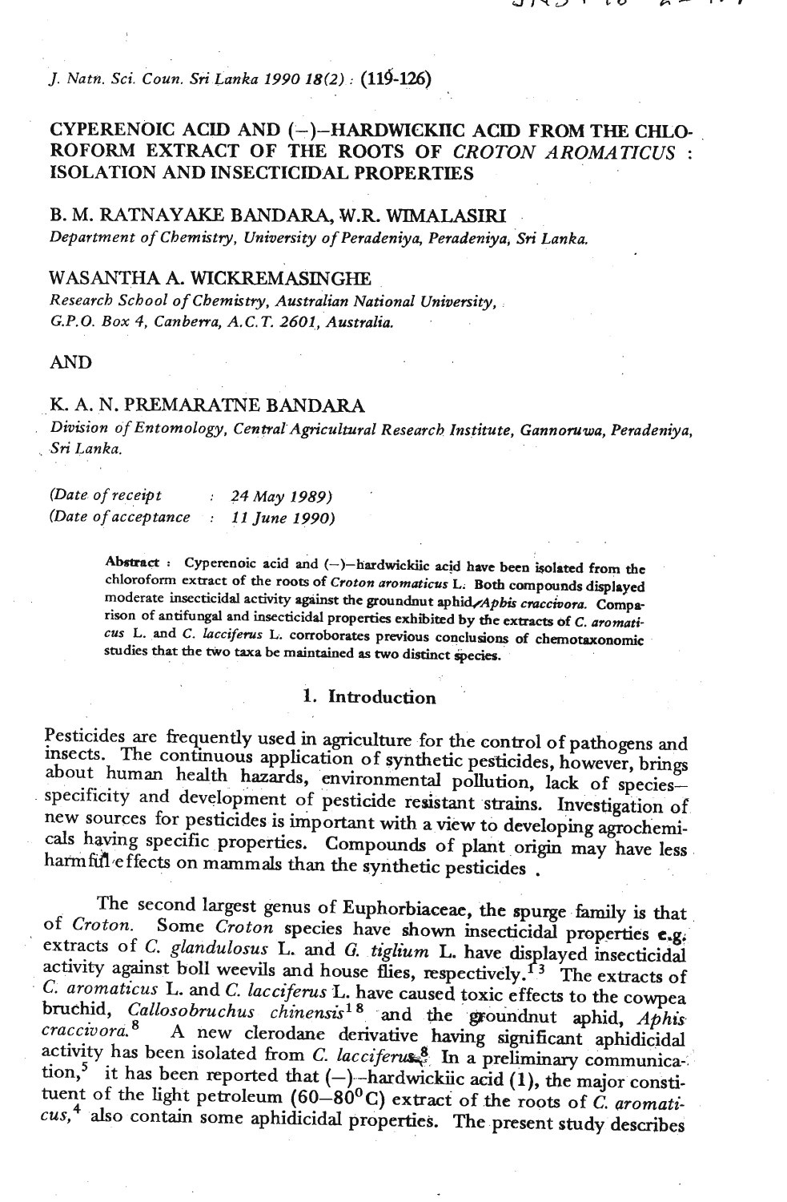# CYPERENOIC ACID AND (–)–HARDWICKIIC ACID FROM THE CHLOROFORM EXTRACT OF THE ROOTS OF *CROTON AROMATICUS* : ISOLATION AND INSECTICIDAL PROPERTIES

B. M. RATNAYAKE BANDARA, W.R. WIMALASIRI

*Department of Chemistry, University of Peradeniya, Peradeniya, Sri Lanka.*

WASANTHA A. WICKREMASINGHE

*Research School of Chemistry, Australian National University, G.P.O. Box 4, Canberra, A.C.T. 2601, Australia.*

AND

K. A. N. PREMARATNE BANDARA

*Division of Entomology, Central Agricultural Research Institute, Gannoruwa, Peradeniya, Sri Lanka.*

(*Date of receipt* : *24 May 1989*)
(*Date of acceptance* : *11 June 1990*)

**Abstract** : Cyperenoic acid and (–)–hardwickiic acid have been isolated from the chloroform extract of the roots of *Croton aromaticus* L. Both compounds displayed moderate insecticidal activity against the groundnut aphid, *Aphis craccivora*. Comparison of antifungal and insecticidal properties exhibited by the extracts of *C. aromaticus* L. and *C. lacciferus* L. corroborates previous conclusions of chemotaxonomic studies that the two taxa be maintained as two distinct species.

## 1. Introduction

Pesticides are frequently used in agriculture for the control of pathogens and insects. The continuous application of synthetic pesticides, however, brings about human health hazards, environmental pollution, lack of species–specificity and development of pesticide resistant strains. Investigation of new sources for pesticides is important with a view to developing agrochemicals having specific properties. Compounds of plant origin may have less harmful effects on mammals than the synthetic pesticides .

The second largest genus of Euphorbiaceae, the spurge family is that of *Croton*. Some *Croton* species have shown insecticidal properties e.g. extracts of *C. glandulosus* L. and *C. tiglium* L. have displayed insecticidal activity against boll weevils and house flies, respectively.[13] The extracts of *C. aromaticus* L. and *C. lacciferus* L. have caused toxic effects to the cowpea bruchid, *Callosobruchus chinensis*[18] and the groundnut aphid, *Aphis craccivora*.[8] A new clerodane derivative having significant aphidicidal activity has been isolated from *C. lacciferus*.[8] In a preliminary communication,[5] it has been reported that (–)–hardwickiic acid (**1**), the major constituent of the light petroleum (60–80$^{0}$C) extract of the roots of *C. aromaticus*,[4] also contain some aphidicidal properties. The present study describes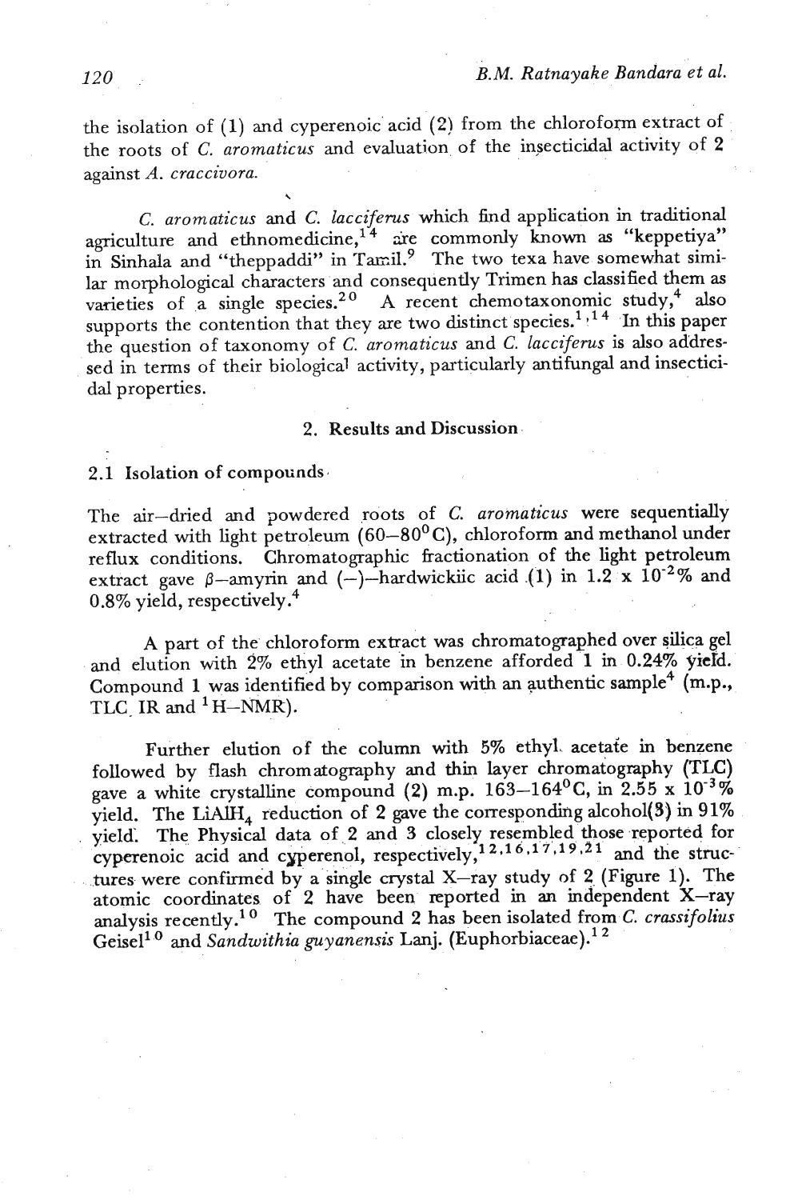the isolation of (1) and cyperenoic acid (2) from the chloroform extract of the roots of *C. aromaticus* and evaluation of the insecticidal activity of 2 against *A. craccivora.*

*C. aromaticus* and *C. lacciferus* which find application in traditional agriculture and ethnomedicine,[14] are commonly known as "keppetiya" in Sinhala and "theppaddi" in Tamil.[9] The two texa have somewhat similar morphological characters and consequently Trimen has classified them as varieties of a single species.[20] A recent chemotaxonomic study,[4] also supports the contention that they are two distinct species.[1,14] In this paper the question of taxonomy of *C. aromaticus* and *C. lacciferus* is also addressed in terms of their biological activity, particularly antifungal and insecticidal properties.

## 2. Results and Discussion

### 2.1 Isolation of compounds

The air–dried and powdered roots of *C. aromaticus* were sequentially extracted with light petroleum (60–80°C), chloroform and methanol under reflux conditions. Chromatographic fractionation of the light petroleum extract gave β–amyrin and (–)–hardwickiic acid (1) in $1.2 \times 10^{-2}$% and 0.8% yield, respectively.[4]

A part of the chloroform extract was chromatographed over silica gel and elution with 2% ethyl acetate in benzene afforded 1 in 0.24% yield. Compound 1 was identified by comparison with an authentic sample[4] (m.p., TLC, IR and $^1H$–NMR).

Further elution of the column with 5% ethyl acetate in benzene followed by flash chromatography and thin layer chromatography (TLC) gave a white crystalline compound (2) m.p. 163–164°C, in $2.55 \times 10^{-3}$% yield. The $LiAlH_4$ reduction of 2 gave the corresponding alcohol(3) in 91% yield. The Physical data of 2 and 3 closely resembled those reported for cyperenoic acid and cyperenol, respectively,[12,16,17,19,21] and the structures were confirmed by a single crystal X–ray study of 2 (Figure 1). The atomic coordinates of 2 have been reported in an independent X–ray analysis recently.[10] The compound 2 has been isolated from *C. crassifolius* Geisel[10] and *Sandwithia guyanensis* Lanj. (Euphorbiaceae).[12]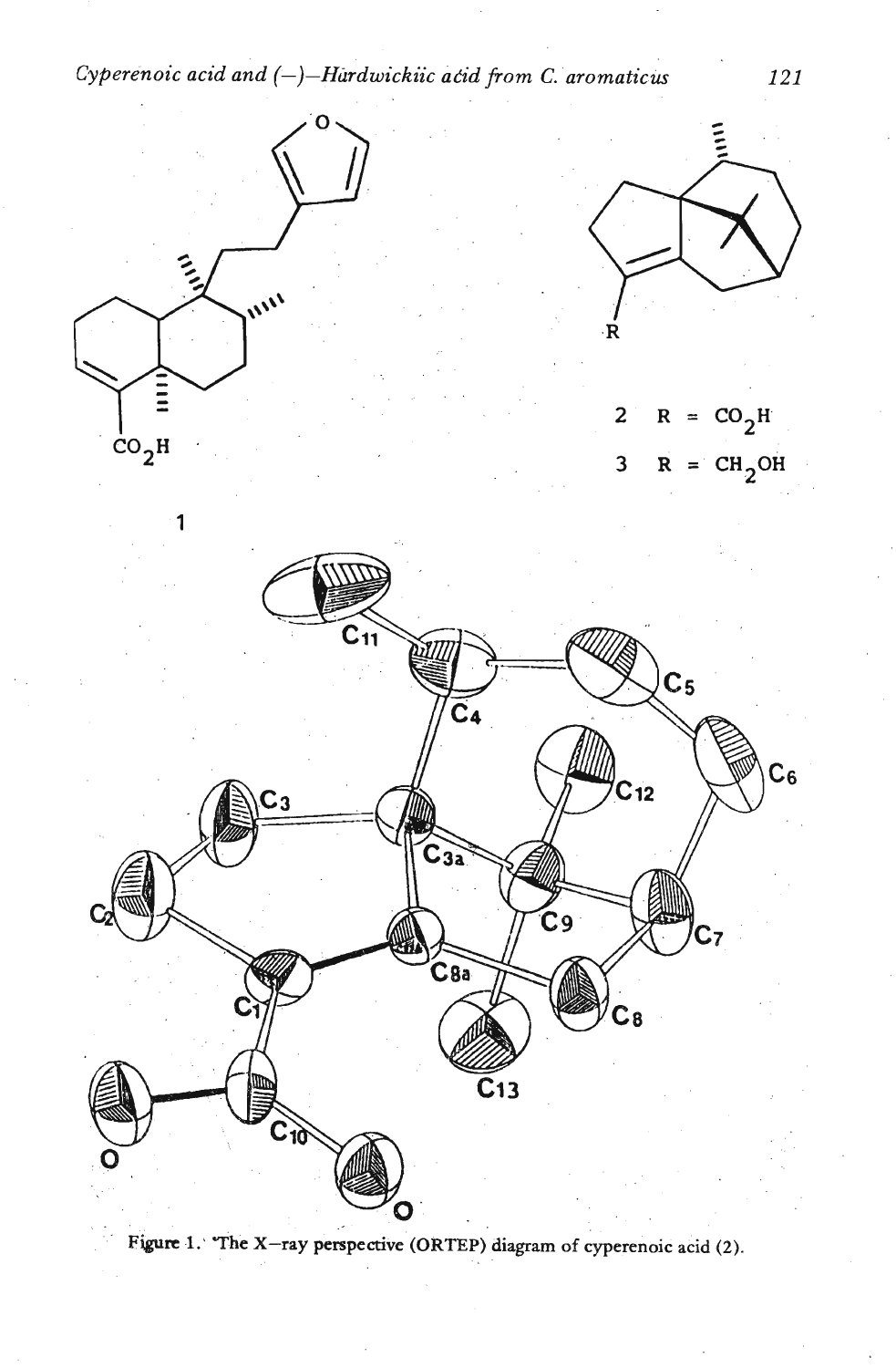1

2 R = $CO_2H$

3 R = $CH_2OH$

Figure 1. The X–ray perspective (ORTEP) diagram of cyperenoic acid (2).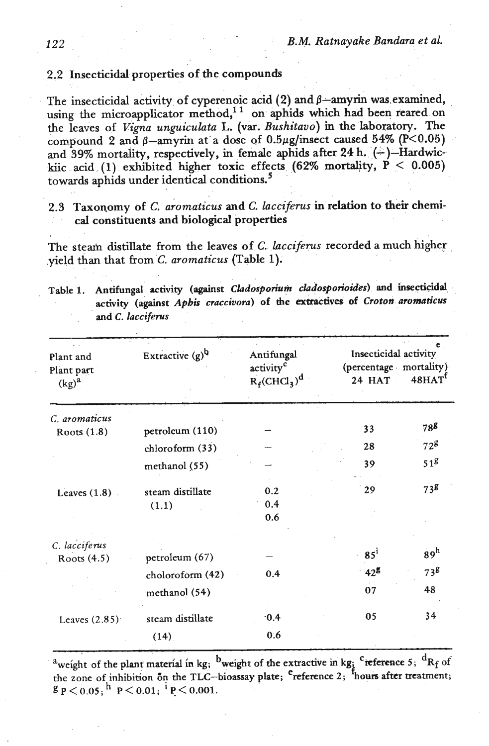## 2.2 Insecticidal properties of the compounds

The insecticidal activity of cyperenoic acid (2) and β–amyrin was examined, using the microapplicator method,[11] on aphids which had been reared on the leaves of *Vigna unguiculata* L. (var. *Bushitavo*) in the laboratory. The compound 2 and β–amyrin at a dose of 0.5μg/insect caused 54% ($P<0.05$) and 39% mortality, respectively, in female aphids after 24 h. (–)–Hardwickiic acid (1) exhibited higher toxic effects (62% mortality, $P < 0.005$) towards aphids under identical conditions.[5]

## 2.3 Taxonomy of *C. aromaticus* and *C. lacciferus* in relation to their chemical constituents and biological properties

The steam distillate from the leaves of *C. lacciferus* recorded a much higher yield than that from *C. aromaticus* (Table 1).

Table 1. Antifungal activity (against *Cladosporium cladosporioides*) and insecticidal activity (against *Aphis craccivora*) of the extractives of *Croton aromaticus* and *C. lacciferus*

| Plant and Plant part (kg)[a] | Extractive (g)[b] | Antifungal activity[c] $R_f(CHCl_3)$[d] | Insecticidal activity[e] (percentage mortality) 24 HAT | 48HAT[f] |
|---|---|---|---|---|
| *C. aromaticus* | | | | |
| Roots (1.8) | petroleum (110) | – | 33 | 78[g] |
| | chloroform (33) | – | 28 | 72[g] |
| | methanol (55) | – | 39 | 51[g] |
| Leaves (1.8) | steam distillate (1.1) | 0.2<br>0.4<br>0.6 | 29 | 73[g] |
| *C. lacciferus* | | | | |
| Roots (4.5) | petroleum (67) | – | 85[i] | 89[h] |
| | choloroform (42) | 0.4 | 42[g] | 73[g] |
| | methanol (54) | | 07 | 48 |
| Leaves (2.85) | steam distillate (14) | 0.4<br>0.6 | 05 | 34 |

[a]weight of the plant material in kg; [b]weight of the extractive in kg; [c]reference 5; [d]$R_f$ of the zone of inhibition on the TLC–bioassay plate; [e]reference 2; [f]hours after treatment; [g]$P < 0.05$; [h] $P < 0.01$; [i] $P < 0.001$.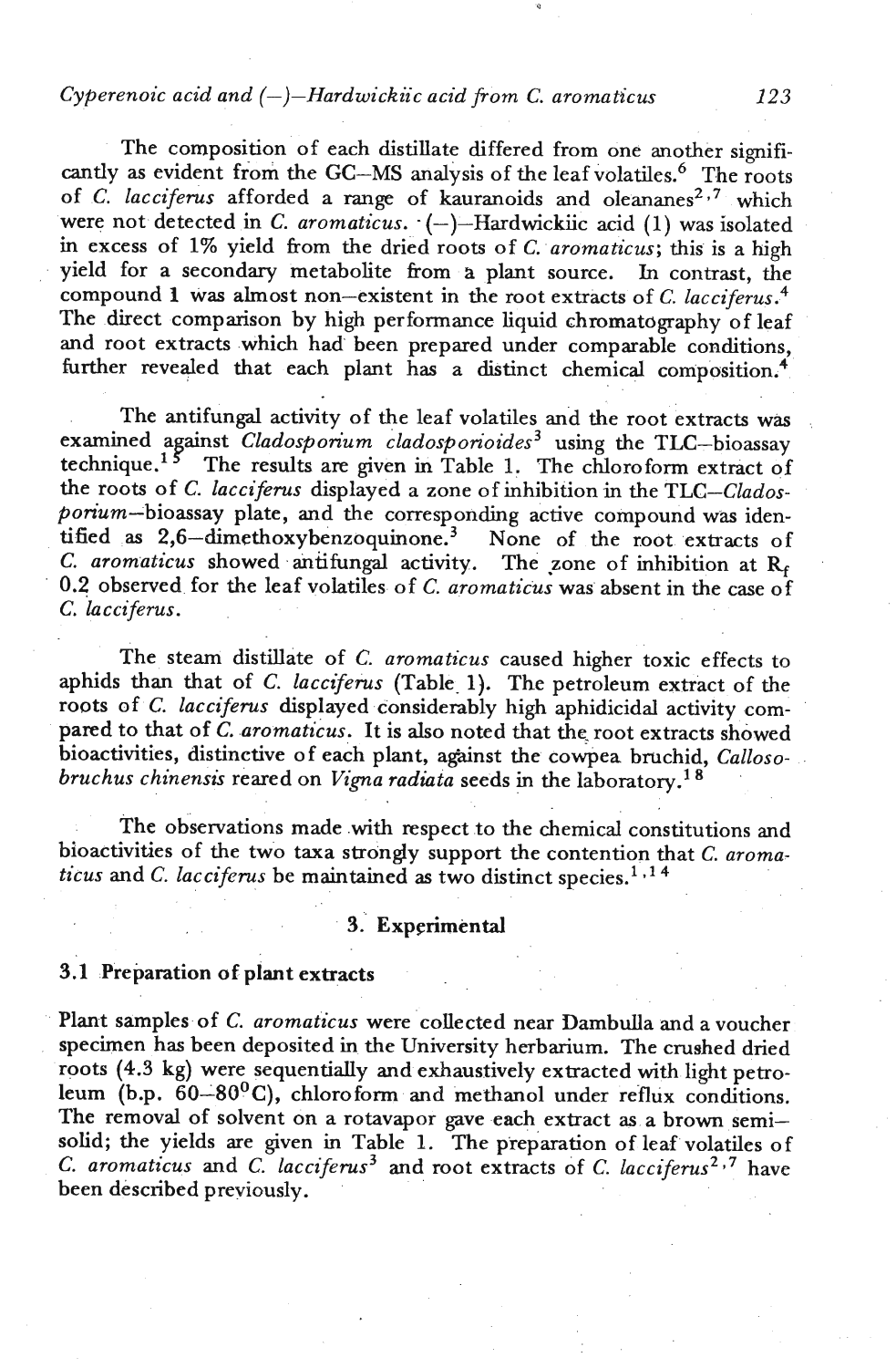The composition of each distillate differed from one another significantly as evident from the GC–MS analysis of the leaf volatiles.[6] The roots of *C. lacciferus* afforded a range of kauranoids and oleananes[2,7] which were not detected in *C. aromaticus*. (–)–Hardwickiic acid (1) was isolated in excess of 1% yield from the dried roots of *C. aromaticus*; this is a high yield for a secondary metabolite from a plant source. In contrast, the compound 1 was almost non–existent in the root extracts of *C. lacciferus*.[4] The direct comparison by high performance liquid chromatography of leaf and root extracts which had been prepared under comparable conditions, further revealed that each plant has a distinct chemical composition.[4]

The antifungal activity of the leaf volatiles and the root extracts was examined against *Cladosporium cladosporioides*[3] using the TLC–bioassay technique.[15] The results are given in Table 1. The chloroform extract of the roots of *C. lacciferus* displayed a zone of inhibition in the TLC–*Cladosporium*–bioassay plate, and the corresponding active compound was identified as 2,6–dimethoxybenzoquinone.[3] None of the root extracts of *C. aromaticus* showed antifungal activity. The zone of inhibition at $R_f$ 0.2 observed for the leaf volatiles of *C. aromaticus* was absent in the case of *C. lacciferus*.

The steam distillate of *C. aromaticus* caused higher toxic effects to aphids than that of *C. lacciferus* (Table 1). The petroleum extract of the roots of *C. lacciferus* displayed considerably high aphidicidal activity compared to that of *C. aromaticus*. It is also noted that the root extracts showed bioactivities, distinctive of each plant, against the cowpea bruchid, *Callosobruchus chinensis* reared on *Vigna radiata* seeds in the laboratory.[18]

The observations made with respect to the chemical constitutions and bioactivities of the two taxa strongly support the contention that *C. aromaticus* and *C. lacciferus* be maintained as two distinct species.[1,14]

## 3. Experimental

### 3.1 Preparation of plant extracts

Plant samples of *C. aromaticus* were collected near Dambulla and a voucher specimen has been deposited in the University herbarium. The crushed dried roots (4.3 kg) were sequentially and exhaustively extracted with light petroleum (b.p. 60–80°C), chloroform and methanol under reflux conditions. The removal of solvent on a rotavapor gave each extract as a brown semi–solid; the yields are given in Table 1. The preparation of leaf volatiles of *C. aromaticus* and *C. lacciferus*[3] and root extracts of *C. lacciferus*[2,7] have been described previously.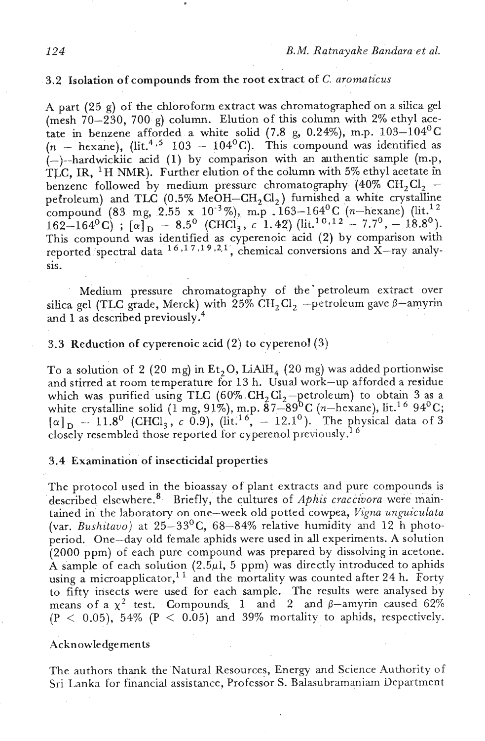### 3.2 Isolation of compounds from the root extract of *C. aromaticus*

A part (25 g) of the chloroform extract was chromatographed on a silica gel (mesh 70–230, 700 g) column. Elution of this column with 2% ethyl acetate in benzene afforded a white solid (7.8 g, 0.24%), m.p. 103–104°C (*n* – hexane), (lit.[4,5] 103 – 104°C). This compound was identified as (–)–hardwickiic acid (1) by comparison with an authentic sample (m.p, TLC, IR, $^1$H NMR). Further elution of the column with 5% ethyl acetate in benzene followed by medium pressure chromatography (40% $CH_2Cl_2$ – petroleum) and TLC (0.5% MeOH–$CH_2Cl_2$) furnished a white crystalline compound (83 mg, 2.55 x $10^{-3}$%), m.p. 163–164°C (*n*–hexane) (lit.[12] 162–164°C) ; $[\alpha]_D$ – 8.5° ($CHCl_3$, *c* 1.42) (lit.[10,12] – 7.7°, – 18.8°). This compound was identified as cyperenoic acid (2) by comparison with reported spectral data [16,17,19,21], chemical conversions and X–ray analysis.

Medium pressure chromatography of the petroleum extract over silica gel (TLC grade, Merck) with 25% $CH_2Cl_2$ –petroleum gave β–amyrin and 1 as described previously.[4]

### 3.3 Reduction of cyperenoic acid (2) to cyperenol (3)

To a solution of 2 (20 mg) in $Et_2O$, $LiAlH_4$ (20 mg) was added portionwise and stirred at room temperature for 13 h. Usual work–up afforded a residue which was purified using TLC (60% $CH_2Cl_2$–petroleum) to obtain 3 as a white crystalline solid (1 mg, 91%), m.p. 87–89°C (*n*–hexane), lit.[16] 94°C; $[\alpha]_D$ – 11.8° ($CHCl_3$, *c* 0.9), (lit.[16], – 12.1°). The physical data of 3 closely resembled those reported for cyperenol previously.[16]

### 3.4 Examination of insecticidal properties

The protocol used in the bioassay of plant extracts and pure compounds is described elsewhere.[8] Briefly, the cultures of *Aphis craccivora* were maintained in the laboratory on one–week old potted cowpea, *Vigna unguiculata* (var. *Bushitavo)* at 25–33°C, 68–84% relative humidity and 12 h photoperiod. One–day old female aphids were used in all experiments. A solution (2000 ppm) of each pure compound was prepared by dissolving in acetone. A sample of each solution (2.5μl, 5 ppm) was directly introduced to aphids using a microapplicator,[11] and the mortality was counted after 24 h. Forty to fifty insects were used for each sample. The results were analysed by means of a $\chi^2$ test. Compounds 1 and 2 and β–amyrin caused 62% ($P < 0.05$), 54% ($P < 0.05$) and 39% mortality to aphids, respectively.

### Acknowledgements

The authors thank the Natural Resources, Energy and Science Authority of Sri Lanka for financial assistance, Professor S. Balasubramaniam Department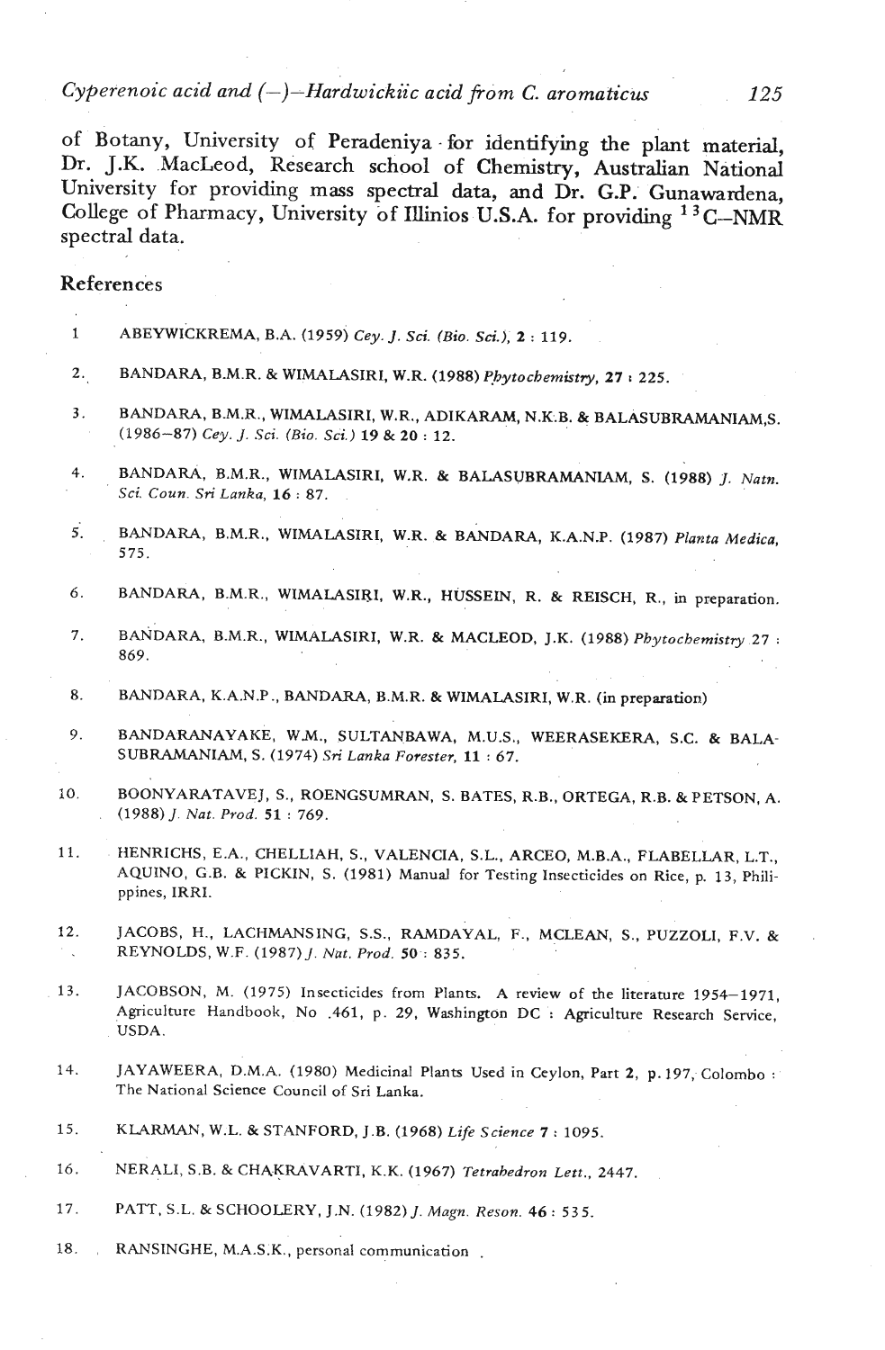of Botany, University of Peradeniya for identifying the plant material, Dr. J.K. MacLeod, Research school of Chemistry, Australian National University for providing mass spectral data, and Dr. G.P. Gunawardena, College of Pharmacy, University of Illinios U.S.A. for providing $^{13}C$–NMR spectral data.

## References

1. ABEYWICKREMA, B.A. (1959) *Cey. J. Sci. (Bio. Sci.)*, **2** : 119.
2. BANDARA, B.M.R. & WIMALASIRI, W.R. (1988) *Phytochemistry*, **27** : 225.
3. BANDARA, B.M.R., WIMALASIRI, W.R., ADIKARAM, N.K.B. & BALASUBRAMANIAM,S. (1986–87) *Cey. J. Sci. (Bio. Sci.)* **19** & **20** : 12.
4. BANDARA, B.M.R., WIMALASIRI, W.R. & BALASUBRAMANIAM, S. (1988) *J. Natn. Sci. Coun. Sri Lanka*, **16** : 87.
5. BANDARA, B.M.R., WIMALASIRI, W.R. & BANDARA, K.A.N.P. (1987) *Planta Medica*, 575.
6. BANDARA, B.M.R., WIMALASIRI, W.R., HUSSEIN, R. & REISCH, R., in preparation.
7. BANDARA, B.M.R., WIMALASIRI, W.R. & MACLEOD, J.K. (1988) *Phytochemistry* 27 : 869.
8. BANDARA, K.A.N.P., BANDARA, B.M.R. & WIMALASIRI, W.R. (in preparation)
9. BANDARANAYAKE, W.M., SULTANBAWA, M.U.S., WEERASEKERA, S.C. & BALASUBRAMANIAM, S. (1974) *Sri Lanka Forester*, **11** : 67.
10. BOONYARATAVEJ, S., ROENGSUMRAN, S. BATES, R.B., ORTEGA, R.B. & PETSON, A. (1988) *J. Nat. Prod.* **51** : 769.
11. HENRICHS, E.A., CHELLIAH, S., VALENCIA, S.L., ARCEO, M.B.A., FLABELLAR, L.T., AQUINO, G.B. & PICKIN, S. (1981) Manual for Testing Insecticides on Rice, p. 13, Philippines, IRRI.
12. JACOBS, H., LACHMANSING, S.S., RAMDAYAL, F., MCLEAN, S., PUZZOLI, F.V. & REYNOLDS, W.F. (1987) *J. Nat. Prod.* **50** : 835.
13. JACOBSON, M. (1975) Insecticides from Plants. A review of the literature 1954–1971, Agriculture Handbook, No .461, p. 29, Washington DC : Agriculture Research Service, USDA.
14. JAYAWEERA, D.M.A. (1980) Medicinal Plants Used in Ceylon, Part **2**, p.197, Colombo : The National Science Council of Sri Lanka.
15. KLARMAN, W.L. & STANFORD, J.B. (1968) *Life Science* **7** : 1095.
16. NERALI, S.B. & CHAKRAVARTI, K.K. (1967) *Tetrahedron Lett.*, 2447.
17. PATT, S.L. & SCHOOLERY, J.N. (1982) *J. Magn. Reson.* **46** : 535.
18. RANSINGHE, M.A.S.K., personal communication .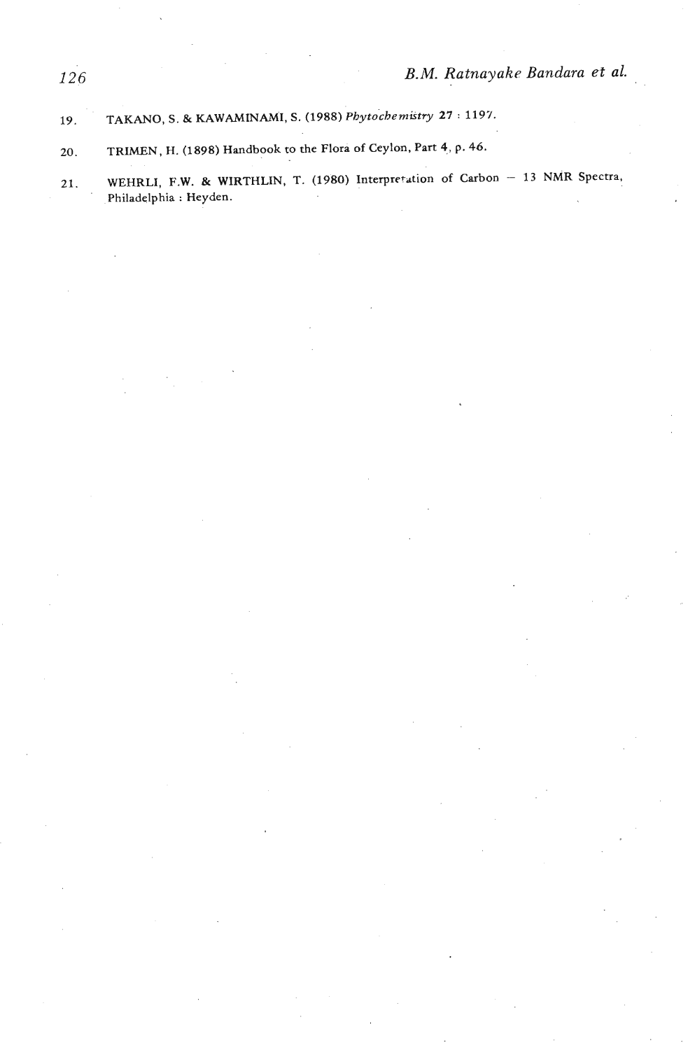19. TAKANO, S. & KAWAMINAMI, S. (1988) *Phytochemistry* **27** : 1197.

20. TRIMEN, H. (1898) Handbook to the Flora of Ceylon, Part 4, p. 46.

21. WEHRLI, F.W. & WIRTHLIN, T. (1980) Interpretation of Carbon – 13 NMR Spectra, Philadelphia : Heyden.